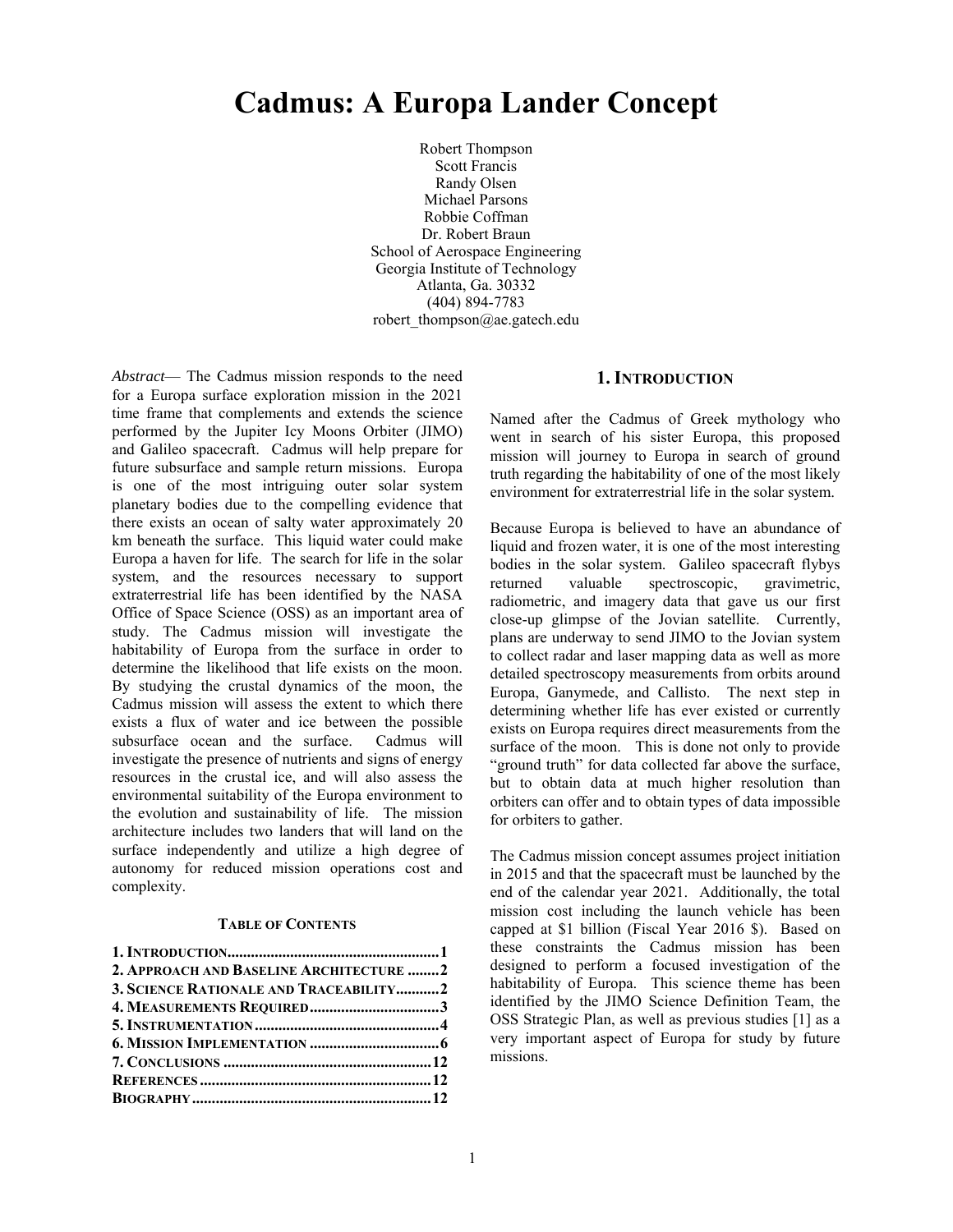# Cadmus: A Europa Lander Concept

Robert Thompson
Scott Francis
Randy Olsen
Michael Parsons
Robbie Coffman
Dr. Robert Braun
School of Aerospace Engineering
Georgia Institute of Technology
Atlanta, Ga. 30332
(404) 894-7783
robert_thompson@ae.gatech.edu

*Abstract*— The Cadmus mission responds to the need for a Europa surface exploration mission in the 2021 time frame that complements and extends the science performed by the Jupiter Icy Moons Orbiter (JIMO) and Galileo spacecraft. Cadmus will help prepare for future subsurface and sample return missions. Europa is one of the most intriguing outer solar system planetary bodies due to the compelling evidence that there exists an ocean of salty water approximately 20 km beneath the surface. This liquid water could make Europa a haven for life. The search for life in the solar system, and the resources necessary to support extraterrestrial life has been identified by the NASA Office of Space Science (OSS) as an important area of study. The Cadmus mission will investigate the habitability of Europa from the surface in order to determine the likelihood that life exists on the moon. By studying the crustal dynamics of the moon, the Cadmus mission will assess the extent to which there exists a flux of water and ice between the possible subsurface ocean and the surface. Cadmus will investigate the presence of nutrients and signs of energy resources in the crustal ice, and will also assess the environmental suitability of the Europa environment to the evolution and sustainability of life. The mission architecture includes two landers that will land on the surface independently and utilize a high degree of autonomy for reduced mission operations cost and complexity.

#### Table of Contents

1. Introduction ........................................ 1
2. Approach and Baseline Architecture ........ 2
3. Science Rationale and Traceability ........... 2
4. Measurements Required ........................... 3
5. Instrumentation ........................................ 4
6. Mission Implementation ........................... 6
7. Conclusions ............................................ 12

References ................................................... 12
Biography ..................................................... 12

## 1. Introduction

Named after the Cadmus of Greek mythology who went in search of his sister Europa, this proposed mission will journey to Europa in search of ground truth regarding the habitability of one of the most likely environment for extraterrestrial life in the solar system.

Because Europa is believed to have an abundance of liquid and frozen water, it is one of the most interesting bodies in the solar system. Galileo spacecraft flybys returned valuable spectroscopic, gravimetric, radiometric, and imagery data that gave us our first close-up glimpse of the Jovian satellite. Currently, plans are underway to send JIMO to the Jovian system to collect radar and laser mapping data as well as more detailed spectroscopy measurements from orbits around Europa, Ganymede, and Callisto. The next step in determining whether life has ever existed or currently exists on Europa requires direct measurements from the surface of the moon. This is done not only to provide "ground truth" for data collected far above the surface, but to obtain data at much higher resolution than orbiters can offer and to obtain types of data impossible for orbiters to gather.

The Cadmus mission concept assumes project initiation in 2015 and that the spacecraft must be launched by the end of the calendar year 2021. Additionally, the total mission cost including the launch vehicle has been capped at $1 billion (Fiscal Year 2016 $). Based on these constraints the Cadmus mission has been designed to perform a focused investigation of the habitability of Europa. This science theme has been identified by the JIMO Science Definition Team, the OSS Strategic Plan, as well as previous studies [1] as a very important aspect of Europa for study by future missions.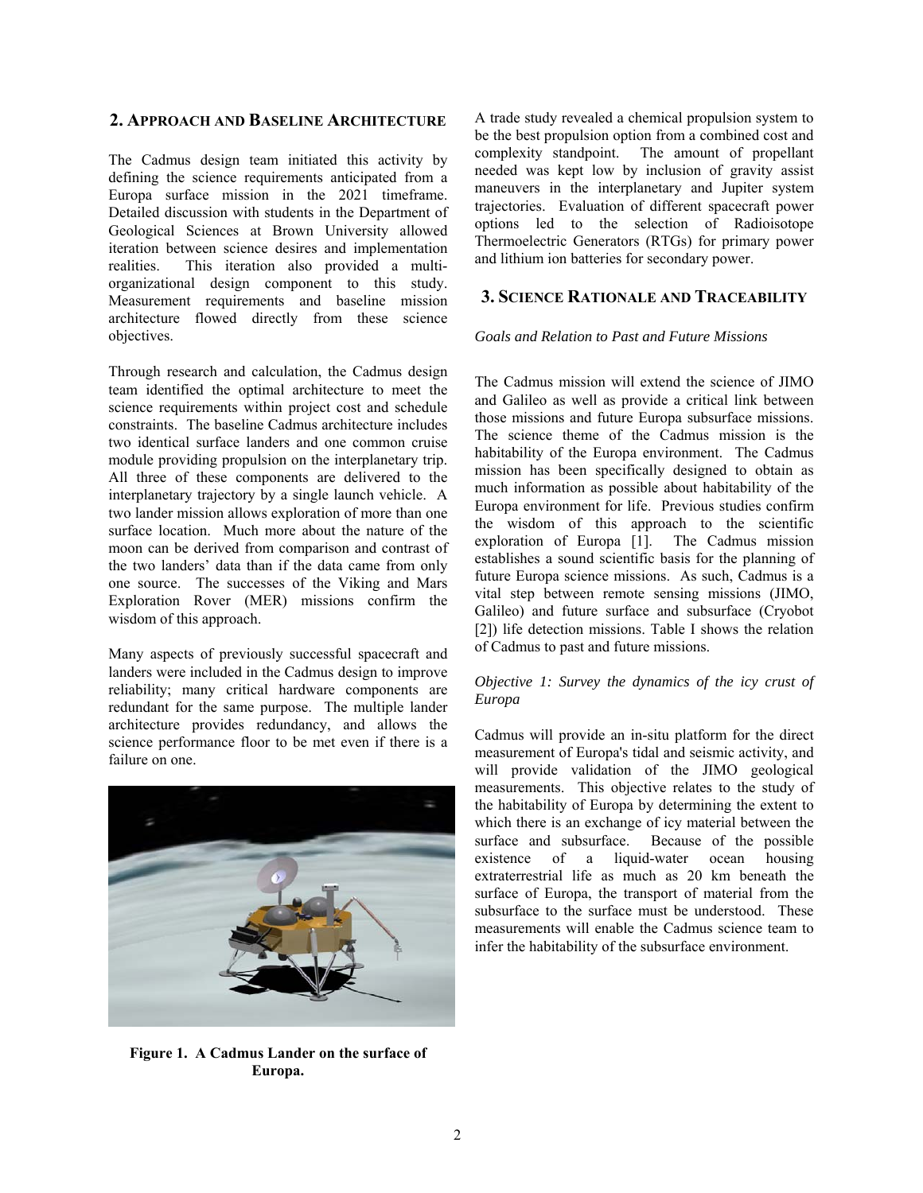## 2. Approach and Baseline Architecture

The Cadmus design team initiated this activity by defining the science requirements anticipated from a Europa surface mission in the 2021 timeframe. Detailed discussion with students in the Department of Geological Sciences at Brown University allowed iteration between science desires and implementation realities. This iteration also provided a multi-organizational design component to this study. Measurement requirements and baseline mission architecture flowed directly from these science objectives.

Through research and calculation, the Cadmus design team identified the optimal architecture to meet the science requirements within project cost and schedule constraints. The baseline Cadmus architecture includes two identical surface landers and one common cruise module providing propulsion on the interplanetary trip. All three of these components are delivered to the interplanetary trajectory by a single launch vehicle. A two lander mission allows exploration of more than one surface location. Much more about the nature of the moon can be derived from comparison and contrast of the two landers' data than if the data came from only one source. The successes of the Viking and Mars Exploration Rover (MER) missions confirm the wisdom of this approach.

Many aspects of previously successful spacecraft and landers were included in the Cadmus design to improve reliability; many critical hardware components are redundant for the same purpose. The multiple lander architecture provides redundancy, and allows the science performance floor to be met even if there is a failure on one.

**Figure 1. A Cadmus Lander on the surface of Europa.**

A trade study revealed a chemical propulsion system to be the best propulsion option from a combined cost and complexity standpoint. The amount of propellant needed was kept low by inclusion of gravity assist maneuvers in the interplanetary and Jupiter system trajectories. Evaluation of different spacecraft power options led to the selection of Radioisotope Thermoelectric Generators (RTGs) for primary power and lithium ion batteries for secondary power.

## 3. Science Rationale and Traceability

*Goals and Relation to Past and Future Missions*

The Cadmus mission will extend the science of JIMO and Galileo as well as provide a critical link between those missions and future Europa subsurface missions. The science theme of the Cadmus mission is the habitability of the Europa environment. The Cadmus mission has been specifically designed to obtain as much information as possible about habitability of the Europa environment for life. Previous studies confirm the wisdom of this approach to the scientific exploration of Europa [1]. The Cadmus mission establishes a sound scientific basis for the planning of future Europa science missions. As such, Cadmus is a vital step between remote sensing missions (JIMO, Galileo) and future surface and subsurface (Cryobot [2]) life detection missions. Table I shows the relation of Cadmus to past and future missions.

*Objective 1: Survey the dynamics of the icy crust of Europa*

Cadmus will provide an in-situ platform for the direct measurement of Europa's tidal and seismic activity, and will provide validation of the JIMO geological measurements. This objective relates to the study of the habitability of Europa by determining the extent to which there is an exchange of icy material between the surface and subsurface. Because of the possible existence of a liquid-water ocean housing extraterrestrial life as much as 20 km beneath the surface of Europa, the transport of material from the subsurface to the surface must be understood. These measurements will enable the Cadmus science team to infer the habitability of the subsurface environment.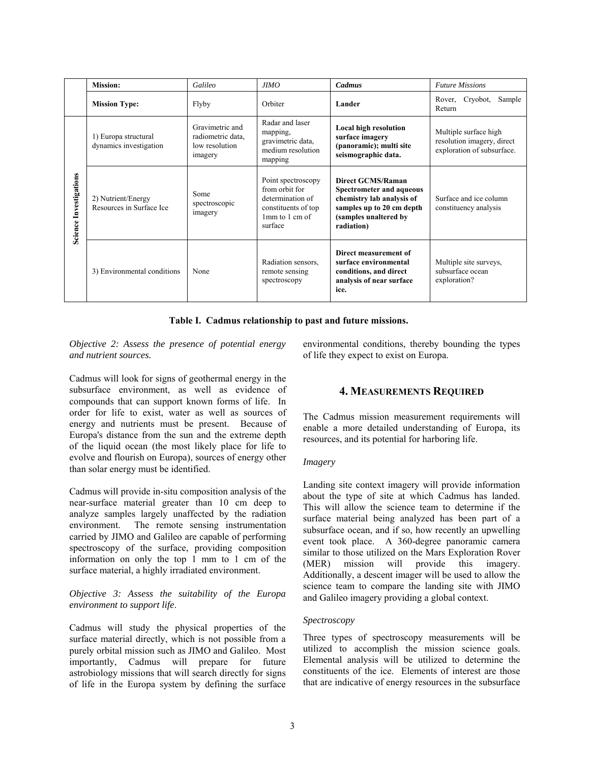| | **Mission:** | *Galileo* | *JIMO* | ***Cadmus*** | *Future Missions* |
|---|---|---|---|---|---|
| | **Mission Type:** | Flyby | Orbiter | **Lander** | Rover, Cryobot, Sample Return |
| **Science Investigations** | 1) Europa structural dynamics investigation | Gravimetric and radiometric data, low resolution imagery | Radar and laser mapping, gravimetric data, medium resolution mapping | **Local high resolution surface imagery (panoramic); multi site seismographic data.** | Multiple surface high resolution imagery, direct exploration of subsurface. |
| | 2) Nutrient/Energy Resources in Surface Ice | Some spectroscopic imagery | Point spectroscopy from orbit for determination of constituents of top 1mm to 1 cm of surface | **Direct GCMS/Raman Spectrometer and aqueous chemistry lab analysis of samples up to 20 cm depth (samples unaltered by radiation)** | Surface and ice column constituency analysis |
| | 3) Environmental conditions | None | Radiation sensors, remote sensing spectroscopy | **Direct measurement of surface environmental conditions, and direct analysis of near surface ice.** | Multiple site surveys, subsurface ocean exploration? |

**Table I. Cadmus relationship to past and future missions.**

*Objective 2: Assess the presence of potential energy and nutrient sources.*

Cadmus will look for signs of geothermal energy in the subsurface environment, as well as evidence of compounds that can support known forms of life. In order for life to exist, water as well as sources of energy and nutrients must be present. Because of Europa's distance from the sun and the extreme depth of the liquid ocean (the most likely place for life to evolve and flourish on Europa), sources of energy other than solar energy must be identified.

Cadmus will provide in-situ composition analysis of the near-surface material greater than 10 cm deep to analyze samples largely unaffected by the radiation environment. The remote sensing instrumentation carried by JIMO and Galileo are capable of performing spectroscopy of the surface, providing composition information on only the top 1 mm to 1 cm of the surface material, a highly irradiated environment.

*Objective 3: Assess the suitability of the Europa environment to support life*.

Cadmus will study the physical properties of the surface material directly, which is not possible from a purely orbital mission such as JIMO and Galileo. Most importantly, Cadmus will prepare for future astrobiology missions that will search directly for signs of life in the Europa system by defining the surface environmental conditions, thereby bounding the types of life they expect to exist on Europa.

## 4. Measurements Required

The Cadmus mission measurement requirements will enable a more detailed understanding of Europa, its resources, and its potential for harboring life.

*Imagery*

Landing site context imagery will provide information about the type of site at which Cadmus has landed. This will allow the science team to determine if the surface material being analyzed has been part of a subsurface ocean, and if so, how recently an upwelling event took place. A 360-degree panoramic camera similar to those utilized on the Mars Exploration Rover (MER) mission will provide this imagery. Additionally, a descent imager will be used to allow the science team to compare the landing site with JIMO and Galileo imagery providing a global context.

*Spectroscopy*

Three types of spectroscopy measurements will be utilized to accomplish the mission science goals. Elemental analysis will be utilized to determine the constituents of the ice. Elements of interest are those that are indicative of energy resources in the subsurface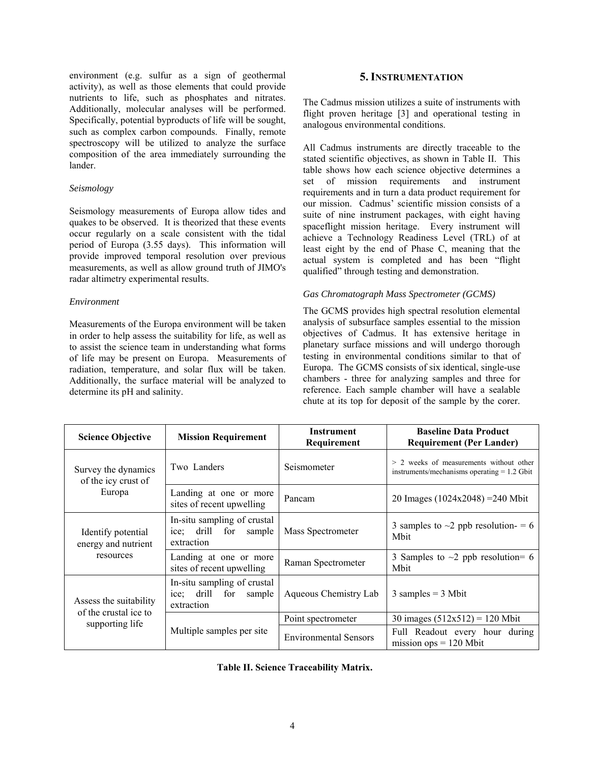environment (e.g. sulfur as a sign of geothermal activity), as well as those elements that could provide nutrients to life, such as phosphates and nitrates. Additionally, molecular analyses will be performed. Specifically, potential byproducts of life will be sought, such as complex carbon compounds. Finally, remote spectroscopy will be utilized to analyze the surface composition of the area immediately surrounding the lander.

*Seismology*

Seismology measurements of Europa allow tides and quakes to be observed. It is theorized that these events occur regularly on a scale consistent with the tidal period of Europa (3.55 days). This information will provide improved temporal resolution over previous measurements, as well as allow ground truth of JIMO's radar altimetry experimental results.

*Environment*

Measurements of the Europa environment will be taken in order to help assess the suitability for life, as well as to assist the science team in understanding what forms of life may be present on Europa. Measurements of radiation, temperature, and solar flux will be taken. Additionally, the surface material will be analyzed to determine its pH and salinity.

## 5. Instrumentation

The Cadmus mission utilizes a suite of instruments with flight proven heritage [3] and operational testing in analogous environmental conditions.

All Cadmus instruments are directly traceable to the stated scientific objectives, as shown in Table II. This table shows how each science objective determines a set of mission requirements and instrument requirements and in turn a data product requirement for our mission. Cadmus' scientific mission consists of a suite of nine instrument packages, with eight having spaceflight mission heritage. Every instrument will achieve a Technology Readiness Level (TRL) of at least eight by the end of Phase C, meaning that the actual system is completed and has been "flight qualified" through testing and demonstration.

*Gas Chromatograph Mass Spectrometer (GCMS)*

The GCMS provides high spectral resolution elemental analysis of subsurface samples essential to the mission objectives of Cadmus. It has extensive heritage in planetary surface missions and will undergo thorough testing in environmental conditions similar to that of Europa. The GCMS consists of six identical, single-use chambers - three for analyzing samples and three for reference. Each sample chamber will have a sealable chute at its top for deposit of the sample by the corer.

| Science Objective | Mission Requirement | Instrument Requirement | Baseline Data Product Requirement (Per Lander) |
|---|---|---|---|
| Survey the dynamics of the icy crust of Europa | Two Landers | Seismometer | > 2 weeks of measurements without other instruments/mechanisms operating = 1.2 Gbit |
| | Landing at one or more sites of recent upwelling | Pancam | 20 Images (1024x2048) =240 Mbit |
| Identify potential energy and nutrient resources | In-situ sampling of crustal ice; drill for sample extraction | Mass Spectrometer | 3 samples to ~2 ppb resolution- = 6 Mbit |
| | Landing at one or more sites of recent upwelling | Raman Spectrometer | 3 Samples to ~2 ppb resolution= 6 Mbit |
| Assess the suitability of the crustal ice to supporting life | In-situ sampling of crustal ice; drill for sample extraction | Aqueous Chemistry Lab | 3 samples = 3 Mbit |
| | Multiple samples per site | Point spectrometer | 30 images (512x512) = 120 Mbit |
| | | Environmental Sensors | Full Readout every hour during mission ops = 120 Mbit |

**Table II. Science Traceability Matrix.**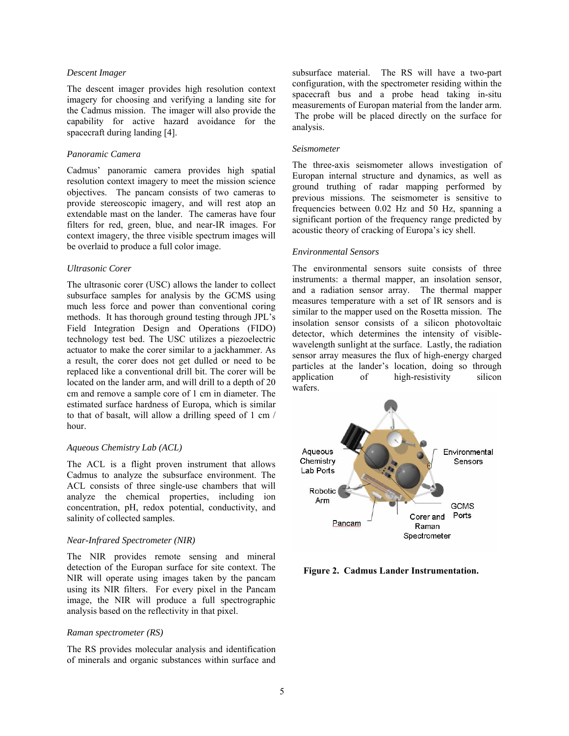### *Descent Imager*

The descent imager provides high resolution context imagery for choosing and verifying a landing site for the Cadmus mission. The imager will also provide the capability for active hazard avoidance for the spacecraft during landing [4].

### *Panoramic Camera*

Cadmus' panoramic camera provides high spatial resolution context imagery to meet the mission science objectives. The pancam consists of two cameras to provide stereoscopic imagery, and will rest atop an extendable mast on the lander. The cameras have four filters for red, green, blue, and near-IR images. For context imagery, the three visible spectrum images will be overlaid to produce a full color image.

### *Ultrasonic Corer*

The ultrasonic corer (USC) allows the lander to collect subsurface samples for analysis by the GCMS using much less force and power than conventional coring methods. It has thorough ground testing through JPL's Field Integration Design and Operations (FIDO) technology test bed. The USC utilizes a piezoelectric actuator to make the corer similar to a jackhammer. As a result, the corer does not get dulled or need to be replaced like a conventional drill bit. The corer will be located on the lander arm, and will drill to a depth of 20 cm and remove a sample core of 1 cm in diameter. The estimated surface hardness of Europa, which is similar to that of basalt, will allow a drilling speed of 1 cm / hour.

### *Aqueous Chemistry Lab (ACL)*

The ACL is a flight proven instrument that allows Cadmus to analyze the subsurface environment. The ACL consists of three single-use chambers that will analyze the chemical properties, including ion concentration, pH, redox potential, conductivity, and salinity of collected samples.

### *Near-Infrared Spectrometer (NIR)*

The NIR provides remote sensing and mineral detection of the Europan surface for site context. The NIR will operate using images taken by the pancam using its NIR filters. For every pixel in the Pancam image, the NIR will produce a full spectrographic analysis based on the reflectivity in that pixel.

### *Raman spectrometer (RS)*

The RS provides molecular analysis and identification of minerals and organic substances within surface and subsurface material. The RS will have a two-part configuration, with the spectrometer residing within the spacecraft bus and a probe head taking in-situ measurements of Europan material from the lander arm. The probe will be placed directly on the surface for analysis.

### *Seismometer*

The three-axis seismometer allows investigation of Europan internal structure and dynamics, as well as ground truthing of radar mapping performed by previous missions. The seismometer is sensitive to frequencies between 0.02 Hz and 50 Hz, spanning a significant portion of the frequency range predicted by acoustic theory of cracking of Europa's icy shell.

### *Environmental Sensors*

The environmental sensors suite consists of three instruments: a thermal mapper, an insolation sensor, and a radiation sensor array. The thermal mapper measures temperature with a set of IR sensors and is similar to the mapper used on the Rosetta mission. The insolation sensor consists of a silicon photovoltaic detector, which determines the intensity of visible-wavelength sunlight at the surface. Lastly, the radiation sensor array measures the flux of high-energy charged particles at the lander's location, doing so through application of high-resistivity silicon wafers.

**Figure 2. Cadmus Lander Instrumentation.**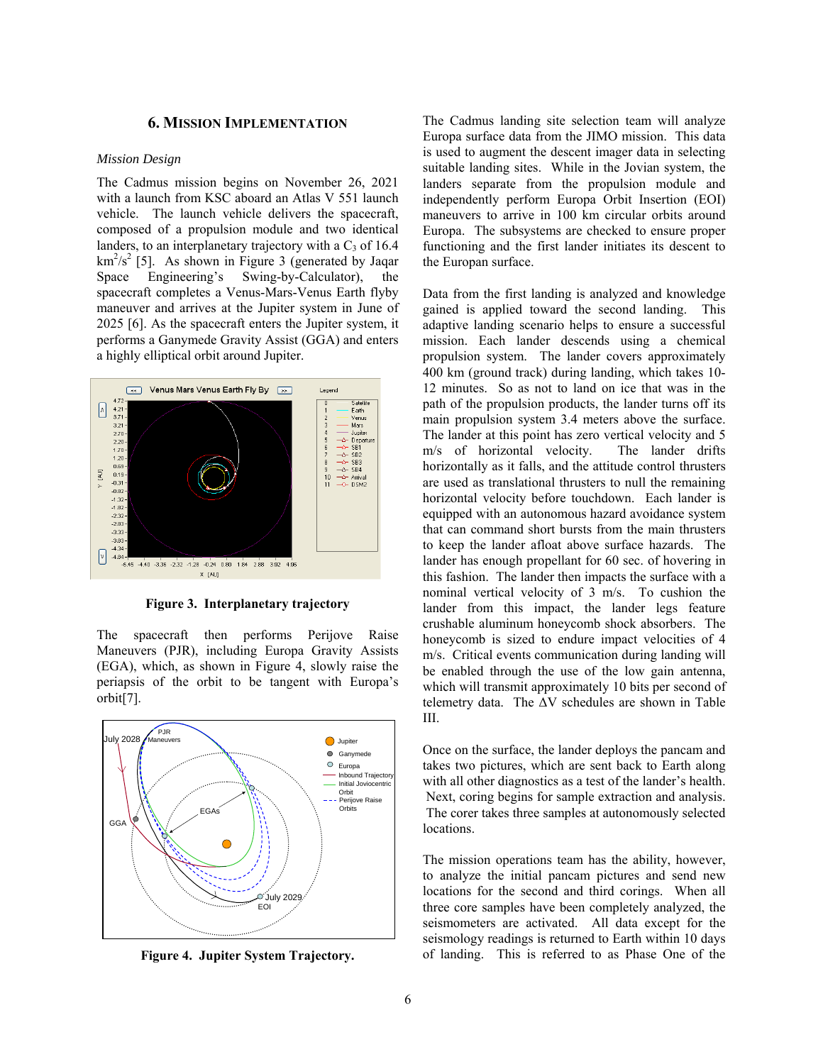## 6. Mission Implementation

*Mission Design*

The Cadmus mission begins on November 26, 2021 with a launch from KSC aboard an Atlas V 551 launch vehicle. The launch vehicle delivers the spacecraft, composed of a propulsion module and two identical landers, to an interplanetary trajectory with a $C_3$ of 16.4 $km^2/s^2$ [5]. As shown in Figure 3 (generated by Jaqar Space Engineering's Swing-by-Calculator), the spacecraft completes a Venus-Mars-Venus Earth flyby maneuver and arrives at the Jupiter system in June of 2025 [6]. As the spacecraft enters the Jupiter system, it performs a Ganymede Gravity Assist (GGA) and enters a highly elliptical orbit around Jupiter.

**Figure 3. Interplanetary trajectory**

The spacecraft then performs Perijove Raise Maneuvers (PJR), including Europa Gravity Assists (EGA), which, as shown in Figure 4, slowly raise the periapsis of the orbit to be tangent with Europa's orbit[7].

**Figure 4. Jupiter System Trajectory.**

The Cadmus landing site selection team will analyze Europa surface data from the JIMO mission. This data is used to augment the descent imager data in selecting suitable landing sites. While in the Jovian system, the landers separate from the propulsion module and independently perform Europa Orbit Insertion (EOI) maneuvers to arrive in 100 km circular orbits around Europa. The subsystems are checked to ensure proper functioning and the first lander initiates its descent to the Europan surface.

Data from the first landing is analyzed and knowledge gained is applied toward the second landing. This adaptive landing scenario helps to ensure a successful mission. Each lander descends using a chemical propulsion system. The lander covers approximately 400 km (ground track) during landing, which takes 10-12 minutes. So as not to land on ice that was in the path of the propulsion products, the lander turns off its main propulsion system 3.4 meters above the surface. The lander at this point has zero vertical velocity and 5 m/s of horizontal velocity. The lander drifts horizontally as it falls, and the attitude control thrusters are used as translational thrusters to null the remaining horizontal velocity before touchdown. Each lander is equipped with an autonomous hazard avoidance system that can command short bursts from the main thrusters to keep the lander afloat above surface hazards. The lander has enough propellant for 60 sec. of hovering in this fashion. The lander then impacts the surface with a nominal vertical velocity of 3 m/s. To cushion the lander from this impact, the lander legs feature crushable aluminum honeycomb shock absorbers. The honeycomb is sized to endure impact velocities of 4 m/s. Critical events communication during landing will be enabled through the use of the low gain antenna, which will transmit approximately 10 bits per second of telemetry data. The $\Delta V$ schedules are shown in Table III.

Once on the surface, the lander deploys the pancam and takes two pictures, which are sent back to Earth along with all other diagnostics as a test of the lander's health. Next, coring begins for sample extraction and analysis. The corer takes three samples at autonomously selected locations.

The mission operations team has the ability, however, to analyze the initial pancam pictures and send new locations for the second and third corings. When all three core samples have been completely analyzed, the seismometers are activated. All data except for the seismology readings is returned to Earth within 10 days of landing. This is referred to as Phase One of the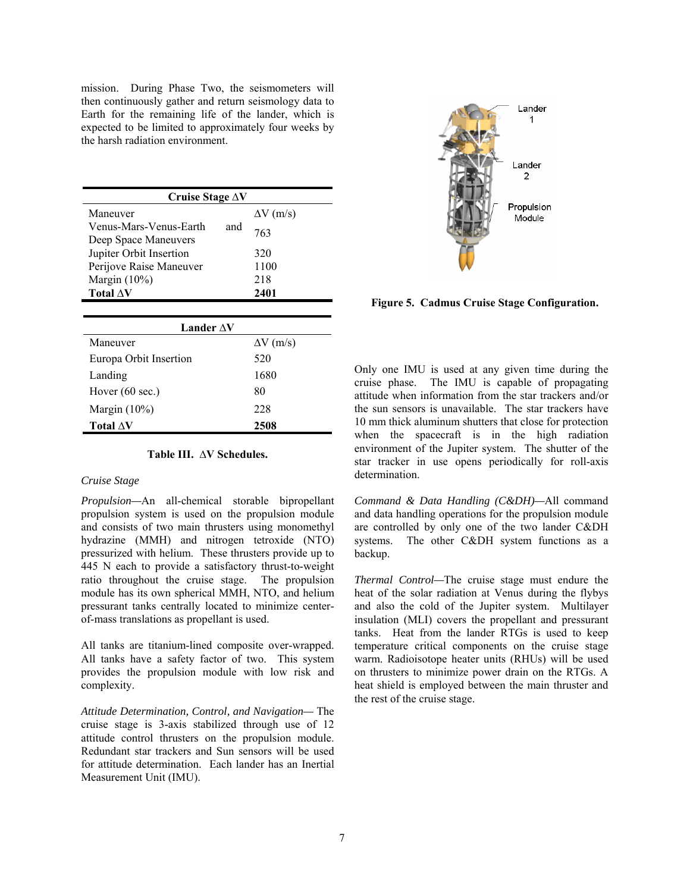mission. During Phase Two, the seismometers will then continuously gather and return seismology data to Earth for the remaining life of the lander, which is expected to be limited to approximately four weeks by the harsh radiation environment.

| Cruise Stage ΔV | |
|---|---|
| Maneuver | ΔV (m/s) |
| Venus-Mars-Venus-Earth and Deep Space Maneuvers | 763 |
| Jupiter Orbit Insertion | 320 |
| Perijove Raise Maneuver | 1100 |
| Margin (10%) | 218 |
| **Total ΔV** | **2401** |

| Lander ΔV | |
|---|---|
| Maneuver | ΔV (m/s) |
| Europa Orbit Insertion | 520 |
| Landing | 1680 |
| Hover (60 sec.) | 80 |
| Margin (10%) | 228 |
| **Total ΔV** | **2508** |

**Table III. ΔV Schedules.**

*Cruise Stage*

*Propulsion*—An all-chemical storable bipropellant propulsion system is used on the propulsion module and consists of two main thrusters using monomethyl hydrazine (MMH) and nitrogen tetroxide (NTO) pressurized with helium. These thrusters provide up to 445 N each to provide a satisfactory thrust-to-weight ratio throughout the cruise stage. The propulsion module has its own spherical MMH, NTO, and helium pressurant tanks centrally located to minimize center-of-mass translations as propellant is used.

All tanks are titanium-lined composite over-wrapped. All tanks have a safety factor of two. This system provides the propulsion module with low risk and complexity.

*Attitude Determination, Control, and Navigation*— The cruise stage is 3-axis stabilized through use of 12 attitude control thrusters on the propulsion module. Redundant star trackers and Sun sensors will be used for attitude determination. Each lander has an Inertial Measurement Unit (IMU).

Lander 1

Lander 2

Propulsion Module

**Figure 5. Cadmus Cruise Stage Configuration.**

Only one IMU is used at any given time during the cruise phase. The IMU is capable of propagating attitude when information from the star trackers and/or the sun sensors is unavailable. The star trackers have 10 mm thick aluminum shutters that close for protection when the spacecraft is in the high radiation environment of the Jupiter system. The shutter of the star tracker in use opens periodically for roll-axis determination.

*Command & Data Handling (C&DH)*—All command and data handling operations for the propulsion module are controlled by only one of the two lander C&DH systems. The other C&DH system functions as a backup.

*Thermal Control*—The cruise stage must endure the heat of the solar radiation at Venus during the flybys and also the cold of the Jupiter system. Multilayer insulation (MLI) covers the propellant and pressurant tanks. Heat from the lander RTGs is used to keep temperature critical components on the cruise stage warm. Radioisotope heater units (RHUs) will be used on thrusters to minimize power drain on the RTGs. A heat shield is employed between the main thruster and the rest of the cruise stage.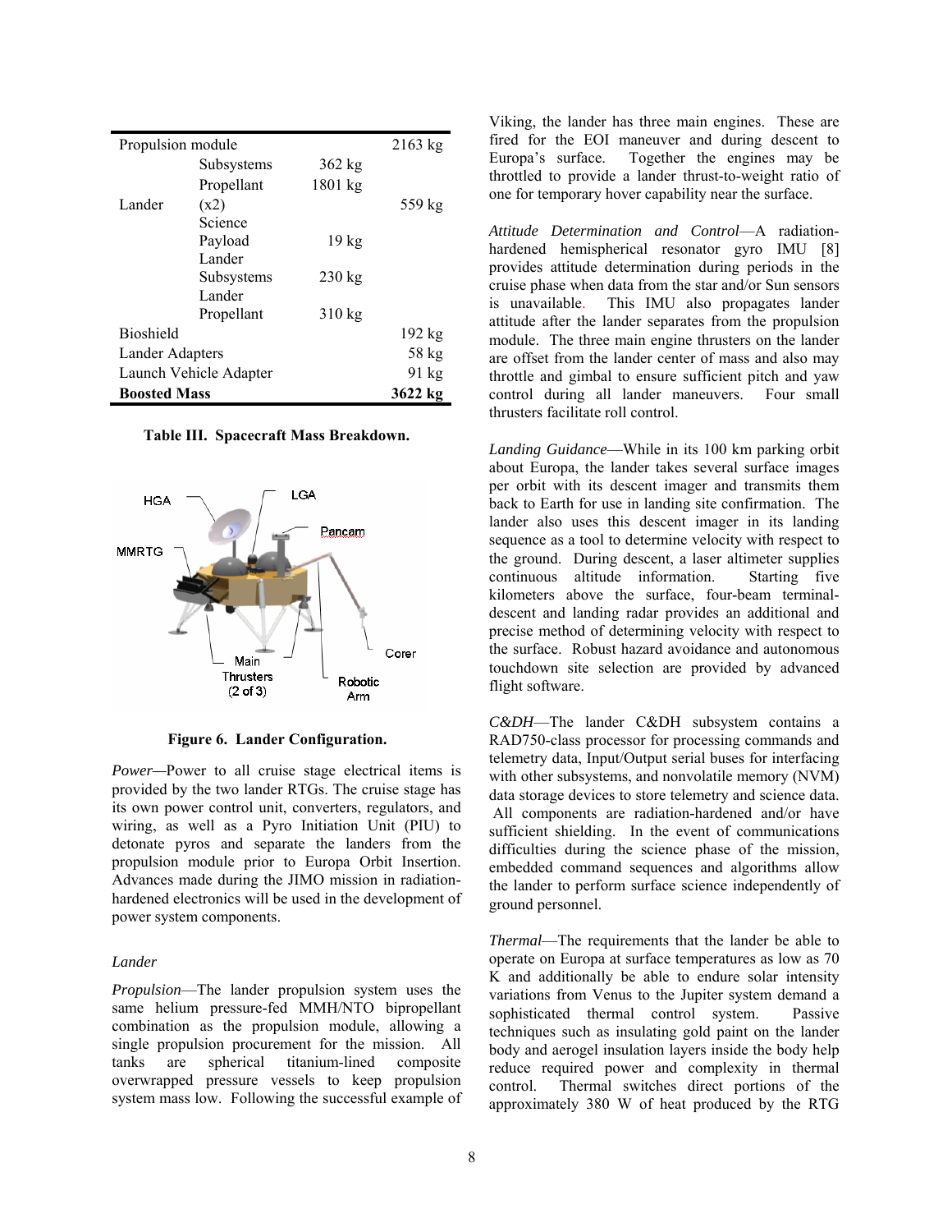| Propulsion module | | | 2163 kg |
|---|---|---|---|
| | Subsystems | 362 kg | |
| | Propellant | 1801 kg | |
| Lander | (x2) | | 559 kg |
| | Science Payload | 19 kg | |
| | Lander Subsystems | 230 kg | |
| | Lander Propellant | 310 kg | |
| Bioshield | | | 192 kg |
| Lander Adapters | | | 58 kg |
| Launch Vehicle Adapter | | | 91 kg |
| **Boosted Mass** | | | **3622 kg** |

**Table III. Spacecraft Mass Breakdown.**

**Figure 6. Lander Configuration.**

*Power*—Power to all cruise stage electrical items is provided by the two lander RTGs. The cruise stage has its own power control unit, converters, regulators, and wiring, as well as a Pyro Initiation Unit (PIU) to detonate pyros and separate the landers from the propulsion module prior to Europa Orbit Insertion. Advances made during the JIMO mission in radiation-hardened electronics will be used in the development of power system components.

*Lander*

*Propulsion*—The lander propulsion system uses the same helium pressure-fed MMH/NTO bipropellant combination as the propulsion module, allowing a single propulsion procurement for the mission. All tanks are spherical titanium-lined composite overwrapped pressure vessels to keep propulsion system mass low. Following the successful example of Viking, the lander has three main engines. These are fired for the EOI maneuver and during descent to Europa's surface. Together the engines may be throttled to provide a lander thrust-to-weight ratio of one for temporary hover capability near the surface.

*Attitude Determination and Control*—A radiation-hardened hemispherical resonator gyro IMU [8] provides attitude determination during periods in the cruise phase when data from the star and/or Sun sensors is unavailable. This IMU also propagates lander attitude after the lander separates from the propulsion module. The three main engine thrusters on the lander are offset from the lander center of mass and also may throttle and gimbal to ensure sufficient pitch and yaw control during all lander maneuvers. Four small thrusters facilitate roll control.

*Landing Guidance*—While in its 100 km parking orbit about Europa, the lander takes several surface images per orbit with its descent imager and transmits them back to Earth for use in landing site confirmation. The lander also uses this descent imager in its landing sequence as a tool to determine velocity with respect to the ground. During descent, a laser altimeter supplies continuous altitude information. Starting five kilometers above the surface, four-beam terminal-descent and landing radar provides an additional and precise method of determining velocity with respect to the surface. Robust hazard avoidance and autonomous touchdown site selection are provided by advanced flight software.

*C&DH*—The lander C&DH subsystem contains a RAD750-class processor for processing commands and telemetry data, Input/Output serial buses for interfacing with other subsystems, and nonvolatile memory (NVM) data storage devices to store telemetry and science data. All components are radiation-hardened and/or have sufficient shielding. In the event of communications difficulties during the science phase of the mission, embedded command sequences and algorithms allow the lander to perform surface science independently of ground personnel.

*Thermal*—The requirements that the lander be able to operate on Europa at surface temperatures as low as 70 K and additionally be able to endure solar intensity variations from Venus to the Jupiter system demand a sophisticated thermal control system. Passive techniques such as insulating gold paint on the lander body and aerogel insulation layers inside the body help reduce required power and complexity in thermal control. Thermal switches direct portions of the approximately 380 W of heat produced by the RTG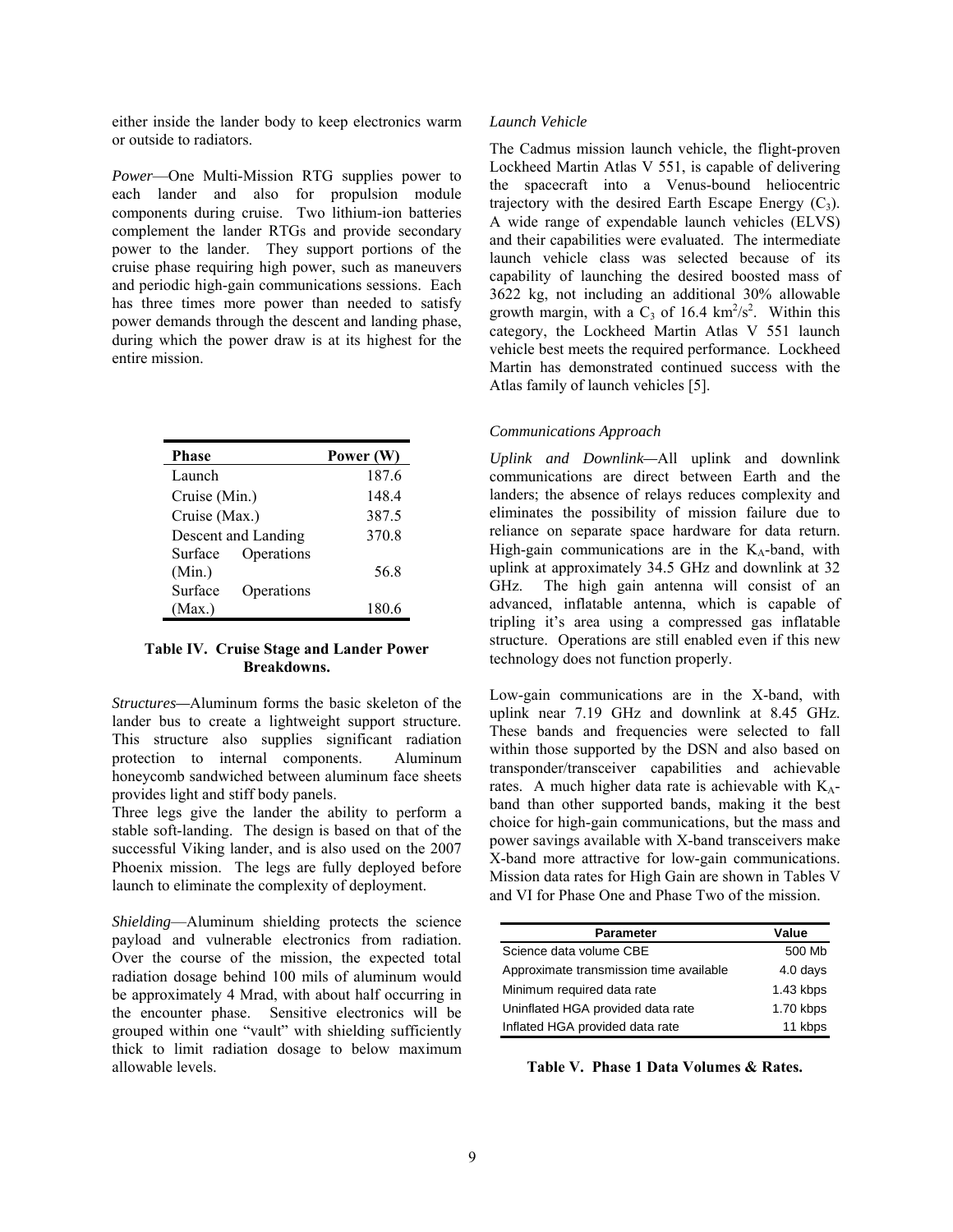either inside the lander body to keep electronics warm or outside to radiators.

*Power*—One Multi-Mission RTG supplies power to each lander and also for propulsion module components during cruise. Two lithium-ion batteries complement the lander RTGs and provide secondary power to the lander. They support portions of the cruise phase requiring high power, such as maneuvers and periodic high-gain communications sessions. Each has three times more power than needed to satisfy power demands through the descent and landing phase, during which the power draw is at its highest for the entire mission.

| Phase | Power (W) |
|---|---|
| Launch | 187.6 |
| Cruise (Min.) | 148.4 |
| Cruise (Max.) | 387.5 |
| Descent and Landing | 370.8 |
| Surface Operations (Min.) | 56.8 |
| Surface Operations (Max.) | 180.6 |

**Table IV. Cruise Stage and Lander Power Breakdowns.**

*Structures—*Aluminum forms the basic skeleton of the lander bus to create a lightweight support structure. This structure also supplies significant radiation protection to internal components. Aluminum honeycomb sandwiched between aluminum face sheets provides light and stiff body panels.

Three legs give the lander the ability to perform a stable soft-landing. The design is based on that of the successful Viking lander, and is also used on the 2007 Phoenix mission. The legs are fully deployed before launch to eliminate the complexity of deployment.

*Shielding*—Aluminum shielding protects the science payload and vulnerable electronics from radiation. Over the course of the mission, the expected total radiation dosage behind 100 mils of aluminum would be approximately 4 Mrad, with about half occurring in the encounter phase. Sensitive electronics will be grouped within one "vault" with shielding sufficiently thick to limit radiation dosage to below maximum allowable levels.

*Launch Vehicle*

The Cadmus mission launch vehicle, the flight-proven Lockheed Martin Atlas V 551, is capable of delivering the spacecraft into a Venus-bound heliocentric trajectory with the desired Earth Escape Energy ($C_3$). A wide range of expendable launch vehicles (ELVS) and their capabilities were evaluated. The intermediate launch vehicle class was selected because of its capability of launching the desired boosted mass of 3622 kg, not including an additional 30% allowable growth margin, with a $C_3$ of 16.4 $km^2/s^2$. Within this category, the Lockheed Martin Atlas V 551 launch vehicle best meets the required performance. Lockheed Martin has demonstrated continued success with the Atlas family of launch vehicles [5].

*Communications Approach*

*Uplink and Downlink—*All uplink and downlink communications are direct between Earth and the landers; the absence of relays reduces complexity and eliminates the possibility of mission failure due to reliance on separate space hardware for data return. High-gain communications are in the $K_A$-band, with uplink at approximately 34.5 GHz and downlink at 32 GHz. The high gain antenna will consist of an advanced, inflatable antenna, which is capable of tripling it's area using a compressed gas inflatable structure. Operations are still enabled even if this new technology does not function properly.

Low-gain communications are in the X-band, with uplink near 7.19 GHz and downlink at 8.45 GHz. These bands and frequencies were selected to fall within those supported by the DSN and also based on transponder/transceiver capabilities and achievable rates. A much higher data rate is achievable with $K_A$-band than other supported bands, making it the best choice for high-gain communications, but the mass and power savings available with X-band transceivers make X-band more attractive for low-gain communications. Mission data rates for High Gain are shown in Tables V and VI for Phase One and Phase Two of the mission.

| Parameter | Value |
|---|---|
| Science data volume CBE | 500 Mb |
| Approximate transmission time available | 4.0 days |
| Minimum required data rate | 1.43 kbps |
| Uninflated HGA provided data rate | 1.70 kbps |
| Inflated HGA provided data rate | 11 kbps |

**Table V. Phase 1 Data Volumes & Rates.**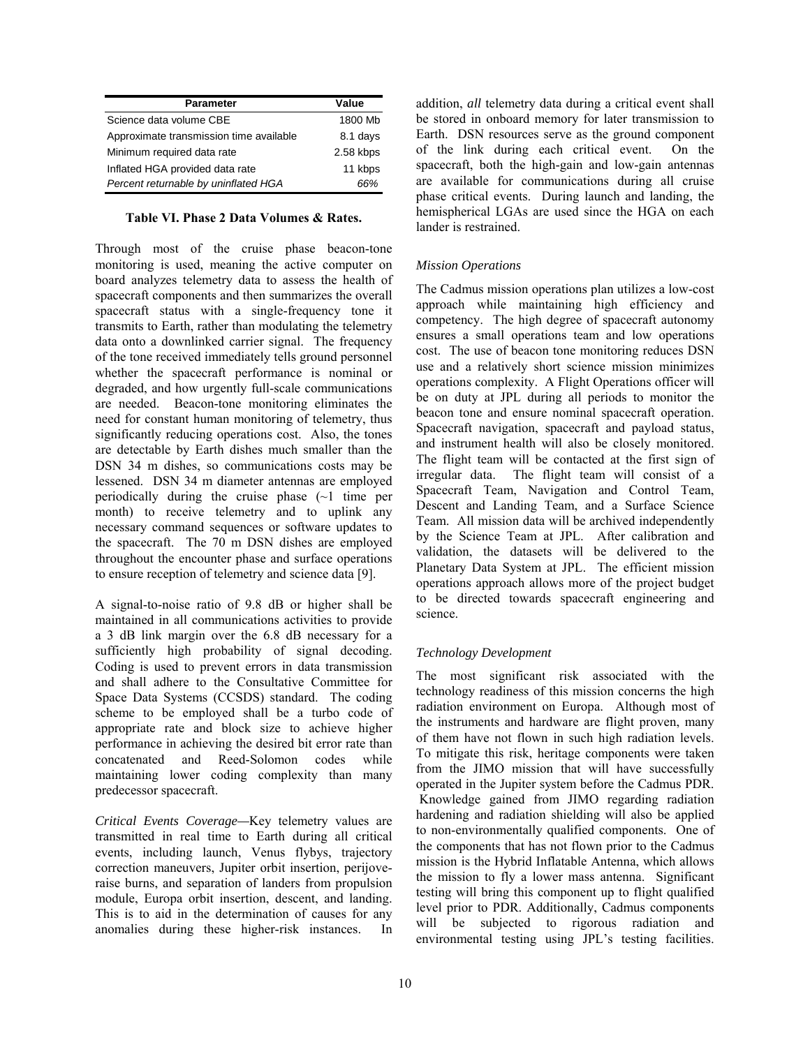| Parameter | Value |
|---|---|
| Science data volume CBE | 1800 Mb |
| Approximate transmission time available | 8.1 days |
| Minimum required data rate | 2.58 kbps |
| Inflated HGA provided data rate | 11 kbps |
| *Percent returnable by uninflated HGA* | *66%* |

**Table VI. Phase 2 Data Volumes & Rates.**

Through most of the cruise phase beacon-tone monitoring is used, meaning the active computer on board analyzes telemetry data to assess the health of spacecraft components and then summarizes the overall spacecraft status with a single-frequency tone it transmits to Earth, rather than modulating the telemetry data onto a downlinked carrier signal. The frequency of the tone received immediately tells ground personnel whether the spacecraft performance is nominal or degraded, and how urgently full-scale communications are needed. Beacon-tone monitoring eliminates the need for constant human monitoring of telemetry, thus significantly reducing operations cost. Also, the tones are detectable by Earth dishes much smaller than the DSN 34 m dishes, so communications costs may be lessened. DSN 34 m diameter antennas are employed periodically during the cruise phase (~1 time per month) to receive telemetry and to uplink any necessary command sequences or software updates to the spacecraft. The 70 m DSN dishes are employed throughout the encounter phase and surface operations to ensure reception of telemetry and science data [9].

A signal-to-noise ratio of 9.8 dB or higher shall be maintained in all communications activities to provide a 3 dB link margin over the 6.8 dB necessary for a sufficiently high probability of signal decoding. Coding is used to prevent errors in data transmission and shall adhere to the Consultative Committee for Space Data Systems (CCSDS) standard. The coding scheme to be employed shall be a turbo code of appropriate rate and block size to achieve higher performance in achieving the desired bit error rate than concatenated and Reed-Solomon codes while maintaining lower coding complexity than many predecessor spacecraft.

*Critical Events Coverage*—Key telemetry values are transmitted in real time to Earth during all critical events, including launch, Venus flybys, trajectory correction maneuvers, Jupiter orbit insertion, perijove-raise burns, and separation of landers from propulsion module, Europa orbit insertion, descent, and landing. This is to aid in the determination of causes for any anomalies during these higher-risk instances. In addition, *all* telemetry data during a critical event shall be stored in onboard memory for later transmission to Earth. DSN resources serve as the ground component of the link during each critical event. On the spacecraft, both the high-gain and low-gain antennas are available for communications during all cruise phase critical events. During launch and landing, the hemispherical LGAs are used since the HGA on each lander is restrained.

### *Mission Operations*

The Cadmus mission operations plan utilizes a low-cost approach while maintaining high efficiency and competency. The high degree of spacecraft autonomy ensures a small operations team and low operations cost. The use of beacon tone monitoring reduces DSN use and a relatively short science mission minimizes operations complexity. A Flight Operations officer will be on duty at JPL during all periods to monitor the beacon tone and ensure nominal spacecraft operation. Spacecraft navigation, spacecraft and payload status, and instrument health will also be closely monitored. The flight team will be contacted at the first sign of irregular data. The flight team will consist of a Spacecraft Team, Navigation and Control Team, Descent and Landing Team, and a Surface Science Team. All mission data will be archived independently by the Science Team at JPL. After calibration and validation, the datasets will be delivered to the Planetary Data System at JPL. The efficient mission operations approach allows more of the project budget to be directed towards spacecraft engineering and science.

### *Technology Development*

The most significant risk associated with the technology readiness of this mission concerns the high radiation environment on Europa. Although most of the instruments and hardware are flight proven, many of them have not flown in such high radiation levels. To mitigate this risk, heritage components were taken from the JIMO mission that will have successfully operated in the Jupiter system before the Cadmus PDR. Knowledge gained from JIMO regarding radiation hardening and radiation shielding will also be applied to non-environmentally qualified components. One of the components that has not flown prior to the Cadmus mission is the Hybrid Inflatable Antenna, which allows the mission to fly a lower mass antenna. Significant testing will bring this component up to flight qualified level prior to PDR. Additionally, Cadmus components will be subjected to rigorous radiation and environmental testing using JPL's testing facilities.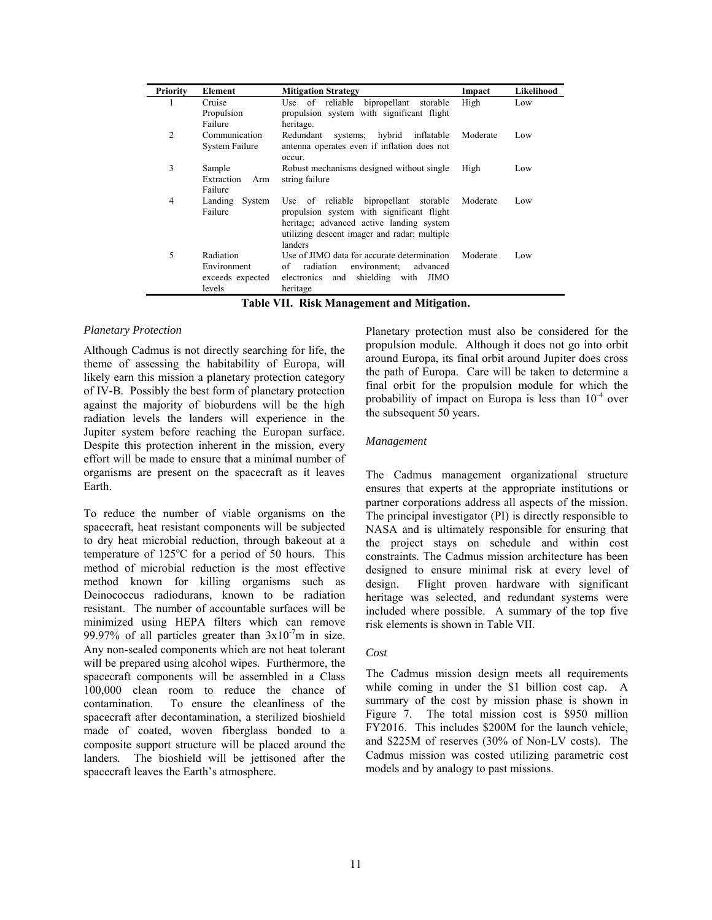| Priority | Element | Mitigation Strategy | Impact | Likelihood |
|---|---|---|---|---|
| 1 | Cruise Propulsion Failure | Use of reliable bipropellant storable propulsion system with significant flight heritage. | High | Low |
| 2 | Communication System Failure | Redundant systems; hybrid inflatable antenna operates even if inflation does not occur. | Moderate | Low |
| 3 | Sample Extraction Arm Failure | Robust mechanisms designed without single string failure | High | Low |
| 4 | Landing System Failure | Use of reliable bipropellant storable propulsion system with significant flight heritage; advanced active landing system utilizing descent imager and radar; multiple landers | Moderate | Low |
| 5 | Radiation Environment exceeds expected levels | Use of JIMO data for accurate determination of radiation environment; advanced electronics and shielding with JIMO heritage | Moderate | Low |

**Table VII. Risk Management and Mitigation.**

### *Planetary Protection*

Although Cadmus is not directly searching for life, the theme of assessing the habitability of Europa, will likely earn this mission a planetary protection category of IV-B. Possibly the best form of planetary protection against the majority of bioburdens will be the high radiation levels the landers will experience in the Jupiter system before reaching the Europan surface. Despite this protection inherent in the mission, every effort will be made to ensure that a minimal number of organisms are present on the spacecraft as it leaves Earth.

To reduce the number of viable organisms on the spacecraft, heat resistant components will be subjected to dry heat microbial reduction, through bakeout at a temperature of 125°C for a period of 50 hours. This method of microbial reduction is the most effective method known for killing organisms such as Deinococcus radiodurans, known to be radiation resistant. The number of accountable surfaces will be minimized using HEPA filters which can remove 99.97% of all particles greater than $3x10^{-7}$m in size. Any non-sealed components which are not heat tolerant will be prepared using alcohol wipes. Furthermore, the spacecraft components will be assembled in a Class 100,000 clean room to reduce the chance of contamination. To ensure the cleanliness of the spacecraft after decontamination, a sterilized bioshield made of coated, woven fiberglass bonded to a composite support structure will be placed around the landers. The bioshield will be jettisoned after the spacecraft leaves the Earth's atmosphere.

Planetary protection must also be considered for the propulsion module. Although it does not go into orbit around Europa, its final orbit around Jupiter does cross the path of Europa. Care will be taken to determine a final orbit for the propulsion module for which the probability of impact on Europa is less than $10^{-4}$ over the subsequent 50 years.

### *Management*

The Cadmus management organizational structure ensures that experts at the appropriate institutions or partner corporations address all aspects of the mission. The principal investigator (PI) is directly responsible to NASA and is ultimately responsible for ensuring that the project stays on schedule and within cost constraints. The Cadmus mission architecture has been designed to ensure minimal risk at every level of design. Flight proven hardware with significant heritage was selected, and redundant systems were included where possible. A summary of the top five risk elements is shown in Table VII.

### *Cost*

The Cadmus mission design meets all requirements while coming in under the $1 billion cost cap. A summary of the cost by mission phase is shown in Figure 7. The total mission cost is $950 million FY2016. This includes $200M for the launch vehicle, and $225M of reserves (30% of Non-LV costs). The Cadmus mission was costed utilizing parametric cost models and by analogy to past missions.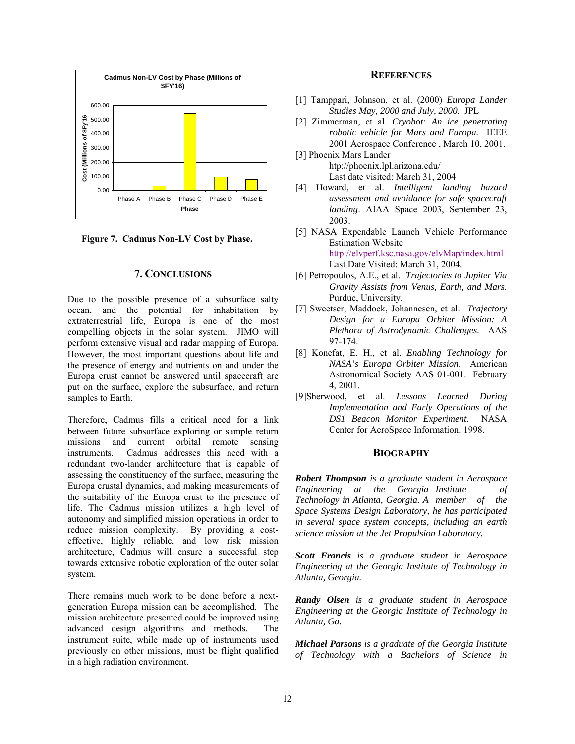Figure 7. Cadmus Non-LV Cost by Phase.

## 7. Conclusions

Due to the possible presence of a subsurface salty ocean, and the potential for inhabitation by extraterrestrial life, Europa is one of the most compelling objects in the solar system. JIMO will perform extensive visual and radar mapping of Europa. However, the most important questions about life and the presence of energy and nutrients on and under the Europa crust cannot be answered until spacecraft are put on the surface, explore the subsurface, and return samples to Earth.

Therefore, Cadmus fills a critical need for a link between future subsurface exploring or sample return missions and current orbital remote sensing instruments. Cadmus addresses this need with a redundant two-lander architecture that is capable of assessing the constituency of the surface, measuring the Europa crustal dynamics, and making measurements of the suitability of the Europa crust to the presence of life. The Cadmus mission utilizes a high level of autonomy and simplified mission operations in order to reduce mission complexity. By providing a cost-effective, highly reliable, and low risk mission architecture, Cadmus will ensure a successful step towards extensive robotic exploration of the outer solar system.

There remains much work to be done before a next-generation Europa mission can be accomplished. The mission architecture presented could be improved using advanced design algorithms and methods. The instrument suite, while made up of instruments used previously on other missions, must be flight qualified in a high radiation environment.

## References

[1] Tamppari, Johnson, et al. (2000) *Europa Lander Studies May, 2000 and July, 2000.* JPL

[2] Zimmerman, et al. *Cryobot: An ice penetrating robotic vehicle for Mars and Europa.* IEEE 2001 Aerospace Conference , March 10, 2001.

[3] Phoenix Mars Lander htp://phoenix.lpl.arizona.edu/ Last date visited: March 31, 2004

[4] Howard, et al. *Intelligent landing hazard assessment and avoidance for safe spacecraft landing*. AIAA Space 2003, September 23, 2003.

[5] NASA Expendable Launch Vehicle Performance Estimation Website http://elvperf.ksc.nasa.gov/elvMap/index.html Last Date Visited: March 31, 2004.

[6] Petropoulos, A.E., et al. *Trajectories to Jupiter Via Gravity Assists from Venus, Earth, and Mars*. Purdue, University.

[7] Sweetser, Maddock, Johannesen, et al. *Trajectory Design for a Europa Orbiter Mission: A Plethora of Astrodynamic Challenges.* AAS 97-174.

[8] Konefat, E. H., et al. *Enabling Technology for NASA's Europa Orbiter Mission*. American Astronomical Society AAS 01-001. February 4, 2001.

[9]Sherwood, et al. *Lessons Learned During Implementation and Early Operations of the DS1 Beacon Monitor Experiment.* NASA Center for AeroSpace Information, 1998.

## Biography

***Robert Thompson*** *is a graduate student in Aerospace Engineering at the Georgia Institute of Technology in Atlanta, Georgia. A member of the Space Systems Design Laboratory, he has participated in several space system concepts, including an earth science mission at the Jet Propulsion Laboratory.*

***Scott Francis*** *is a graduate student in Aerospace Engineering at the Georgia Institute of Technology in Atlanta, Georgia.*

***Randy Olsen*** *is a graduate student in Aerospace Engineering at the Georgia Institute of Technology in Atlanta, Ga.*

***Michael Parsons*** *is a graduate of the Georgia Institute of Technology with a Bachelors of Science in*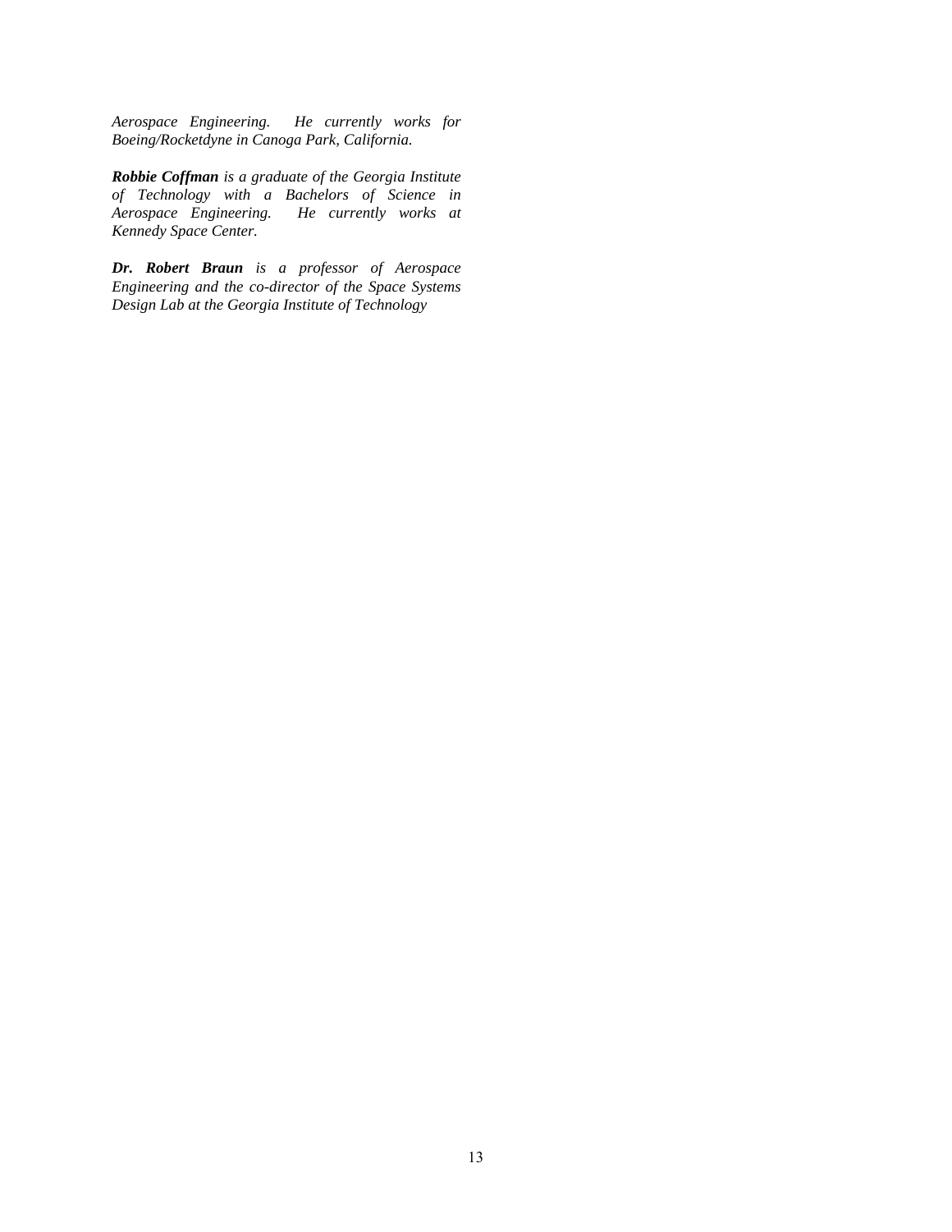*Aerospace Engineering. He currently works for Boeing/Rocketdyne in Canoga Park, California.*

***Robbie Coffman*** *is a graduate of the Georgia Institute of Technology with a Bachelors of Science in Aerospace Engineering. He currently works at Kennedy Space Center.*

***Dr. Robert Braun*** *is a professor of Aerospace Engineering and the co-director of the Space Systems Design Lab at the Georgia Institute of Technology*